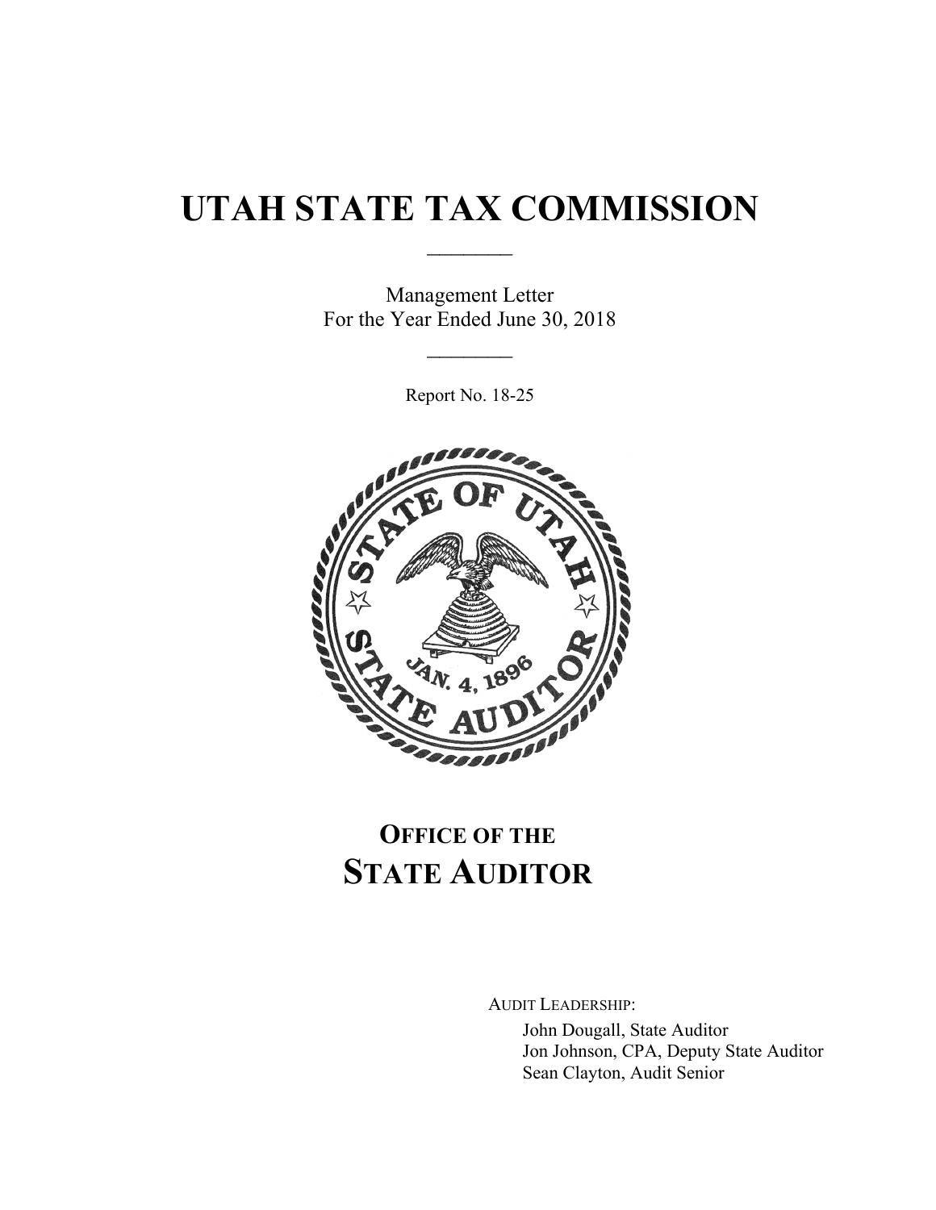# UTAH STATE TAX COMMISSION

Management Letter
For the Year Ended June 30, 2018

Report No. 18-25

## OFFICE OF THE STATE AUDITOR

AUDIT LEADERSHIP:

John Dougall, State Auditor
Jon Johnson, CPA, Deputy State Auditor
Sean Clayton, Audit Senior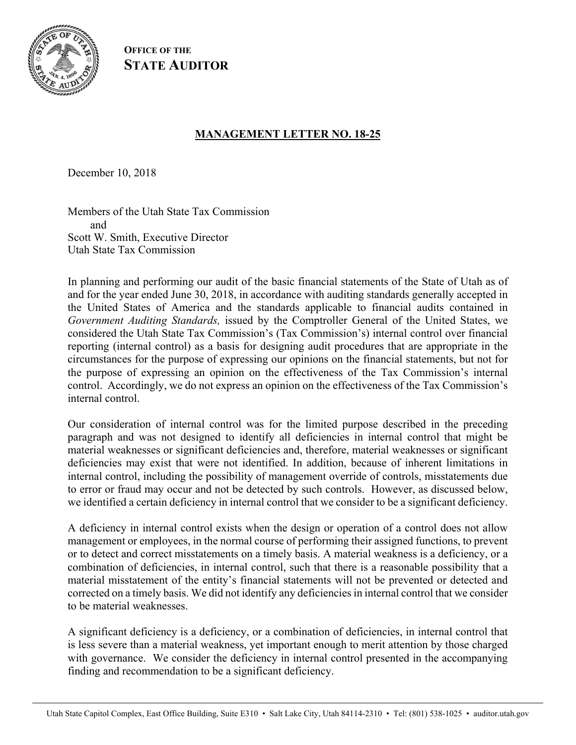**OFFICE OF THE**
**STATE AUDITOR**

## MANAGEMENT LETTER NO. 18-25

December 10, 2018

Members of the Utah State Tax Commission
and
Scott W. Smith, Executive Director
Utah State Tax Commission

In planning and performing our audit of the basic financial statements of the State of Utah as of and for the year ended June 30, 2018, in accordance with auditing standards generally accepted in the United States of America and the standards applicable to financial audits contained in *Government Auditing Standards,* issued by the Comptroller General of the United States, we considered the Utah State Tax Commission's (Tax Commission's) internal control over financial reporting (internal control) as a basis for designing audit procedures that are appropriate in the circumstances for the purpose of expressing our opinions on the financial statements, but not for the purpose of expressing an opinion on the effectiveness of the Tax Commission's internal control. Accordingly, we do not express an opinion on the effectiveness of the Tax Commission's internal control.

Our consideration of internal control was for the limited purpose described in the preceding paragraph and was not designed to identify all deficiencies in internal control that might be material weaknesses or significant deficiencies and, therefore, material weaknesses or significant deficiencies may exist that were not identified. In addition, because of inherent limitations in internal control, including the possibility of management override of controls, misstatements due to error or fraud may occur and not be detected by such controls. However, as discussed below, we identified a certain deficiency in internal control that we consider to be a significant deficiency.

A deficiency in internal control exists when the design or operation of a control does not allow management or employees, in the normal course of performing their assigned functions, to prevent or to detect and correct misstatements on a timely basis. A material weakness is a deficiency, or a combination of deficiencies, in internal control, such that there is a reasonable possibility that a material misstatement of the entity's financial statements will not be prevented or detected and corrected on a timely basis. We did not identify any deficiencies in internal control that we consider to be material weaknesses.

A significant deficiency is a deficiency, or a combination of deficiencies, in internal control that is less severe than a material weakness, yet important enough to merit attention by those charged with governance. We consider the deficiency in internal control presented in the accompanying finding and recommendation to be a significant deficiency.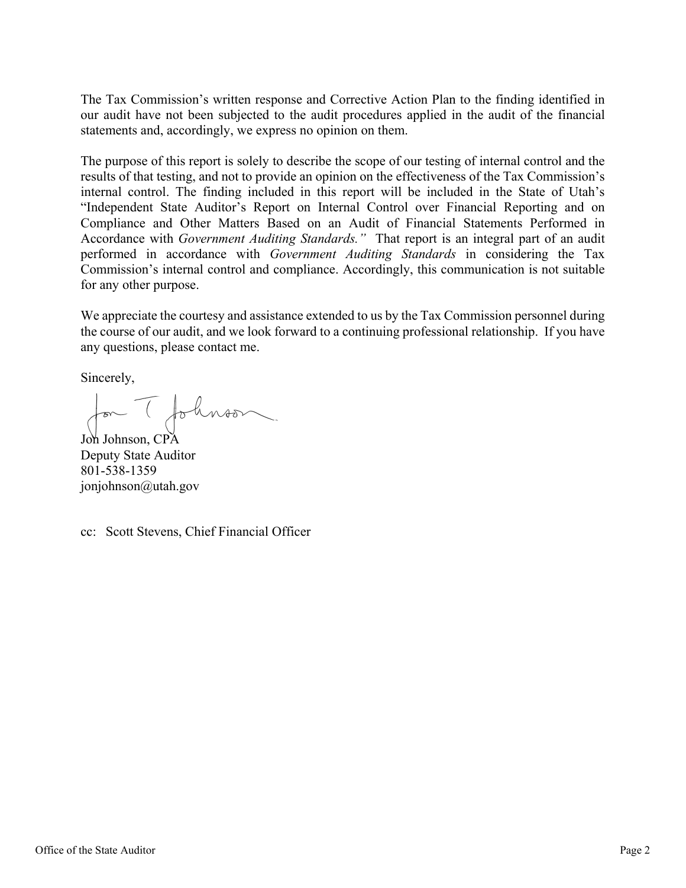The Tax Commission's written response and Corrective Action Plan to the finding identified in our audit have not been subjected to the audit procedures applied in the audit of the financial statements and, accordingly, we express no opinion on them.

The purpose of this report is solely to describe the scope of our testing of internal control and the results of that testing, and not to provide an opinion on the effectiveness of the Tax Commission's internal control. The finding included in this report will be included in the State of Utah's "Independent State Auditor's Report on Internal Control over Financial Reporting and on Compliance and Other Matters Based on an Audit of Financial Statements Performed in Accordance with *Government Auditing Standards."* That report is an integral part of an audit performed in accordance with *Government Auditing Standards* in considering the Tax Commission's internal control and compliance. Accordingly, this communication is not suitable for any other purpose.

We appreciate the courtesy and assistance extended to us by the Tax Commission personnel during the course of our audit, and we look forward to a continuing professional relationship. If you have any questions, please contact me.

Sincerely,

Jon Johnson, CPA
Deputy State Auditor
801-538-1359
jonjohnson@utah.gov

cc: Scott Stevens, Chief Financial Officer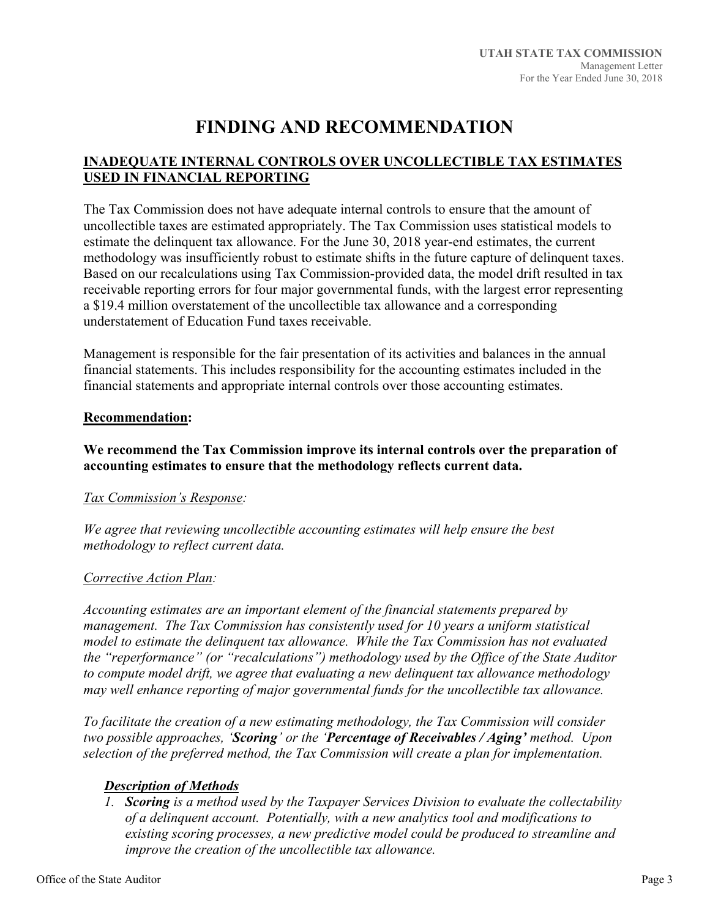# FINDING AND RECOMMENDATION

## INADEQUATE INTERNAL CONTROLS OVER UNCOLLECTIBLE TAX ESTIMATES USED IN FINANCIAL REPORTING

The Tax Commission does not have adequate internal controls to ensure that the amount of uncollectible taxes are estimated appropriately. The Tax Commission uses statistical models to estimate the delinquent tax allowance. For the June 30, 2018 year-end estimates, the current methodology was insufficiently robust to estimate shifts in the future capture of delinquent taxes. Based on our recalculations using Tax Commission-provided data, the model drift resulted in tax receivable reporting errors for four major governmental funds, with the largest error representing a $19.4 million overstatement of the uncollectible tax allowance and a corresponding understatement of Education Fund taxes receivable.

Management is responsible for the fair presentation of its activities and balances in the annual financial statements. This includes responsibility for the accounting estimates included in the financial statements and appropriate internal controls over those accounting estimates.

**Recommendation:**

**We recommend the Tax Commission improve its internal controls over the preparation of accounting estimates to ensure that the methodology reflects current data.**

*Tax Commission's Response:*

*We agree that reviewing uncollectible accounting estimates will help ensure the best methodology to reflect current data.*

*Corrective Action Plan:*

*Accounting estimates are an important element of the financial statements prepared by management. The Tax Commission has consistently used for 10 years a uniform statistical model to estimate the delinquent tax allowance. While the Tax Commission has not evaluated the "reperformance" (or "recalculations") methodology used by the Office of the State Auditor to compute model drift, we agree that evaluating a new delinquent tax allowance methodology may well enhance reporting of major governmental funds for the uncollectible tax allowance.*

*To facilitate the creation of a new estimating methodology, the Tax Commission will consider two possible approaches, '**Scoring**' or the '**Percentage of Receivables / Aging'** method. Upon selection of the preferred method, the Tax Commission will create a plan for implementation.*

***Description of Methods***

1. ***Scoring*** *is a method used by the Taxpayer Services Division to evaluate the collectability of a delinquent account. Potentially, with a new analytics tool and modifications to existing scoring processes, a new predictive model could be produced to streamline and improve the creation of the uncollectible tax allowance.*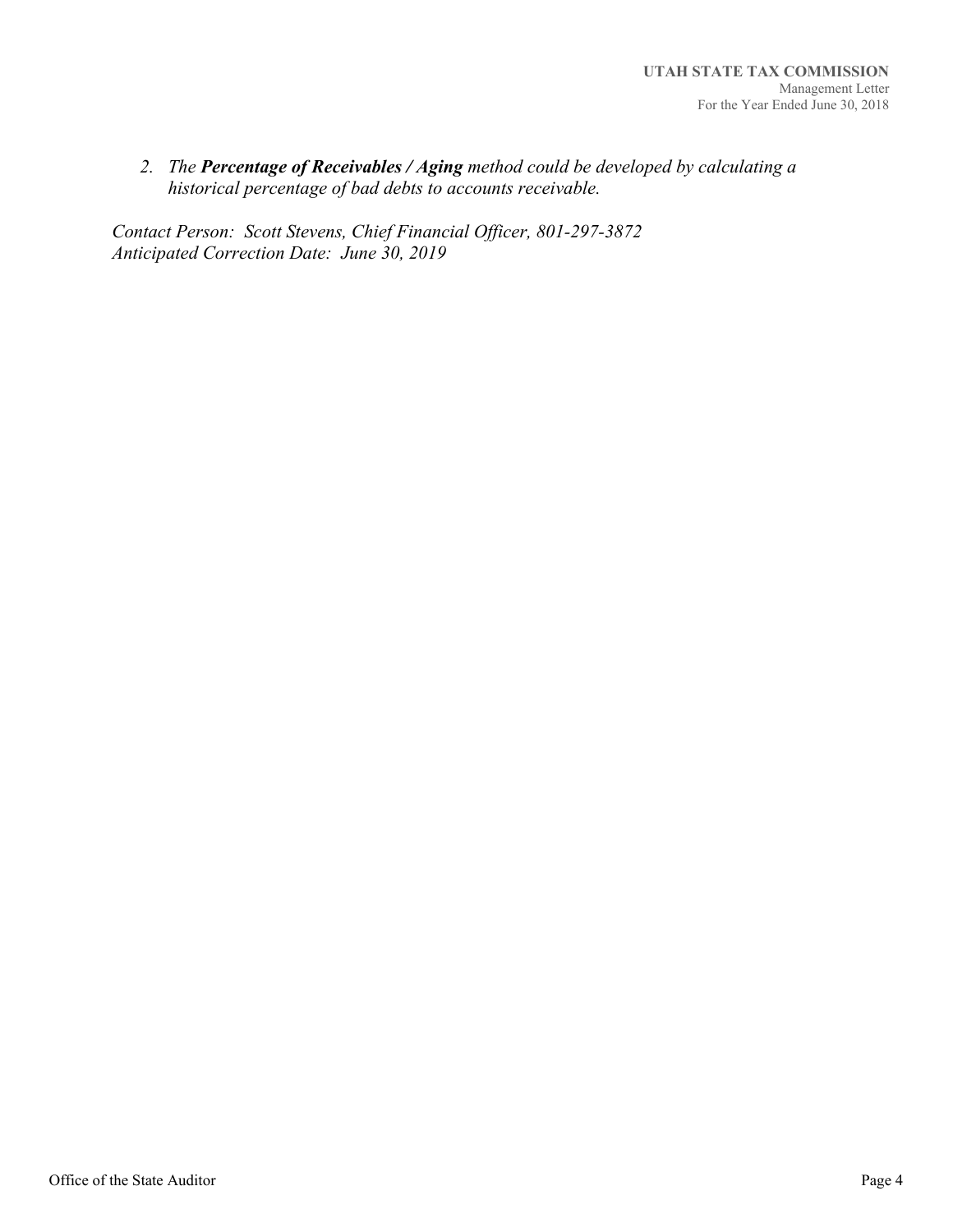2. *The **Percentage of Receivables / Aging** method could be developed by calculating a historical percentage of bad debts to accounts receivable.*

*Contact Person: Scott Stevens, Chief Financial Officer, 801-297-3872*
*Anticipated Correction Date: June 30, 2019*